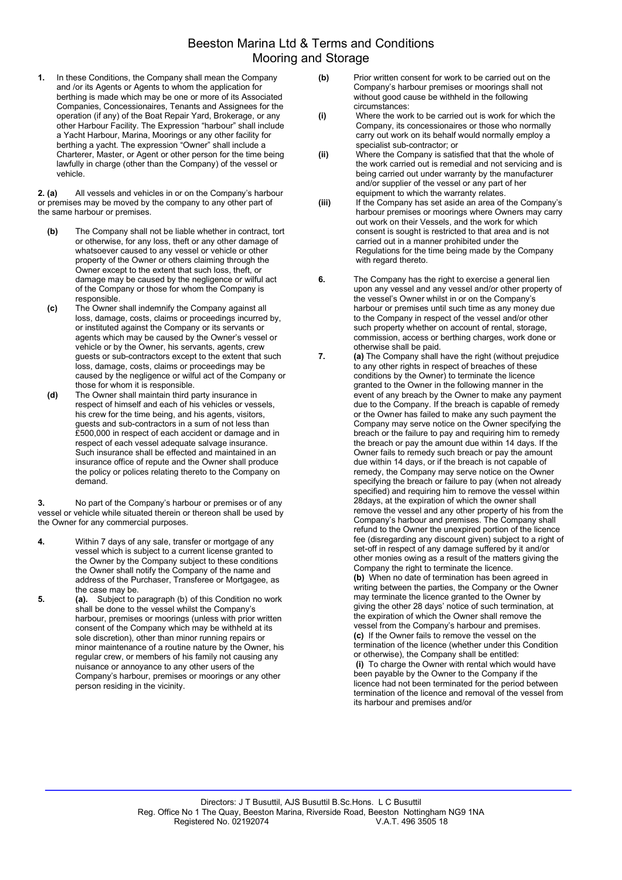# Beeston Marina Ltd & Terms and Conditions
## Mooring and Storage

**1.** In these Conditions, the Company shall mean the Company and /or its Agents or Agents to whom the application for berthing is made which may be one or more of its Associated Companies, Concessionaires, Tenants and Assignees for the operation (if any) of the Boat Repair Yard, Brokerage, or any other Harbour Facility. The Expression "harbour" shall include a Yacht Harbour, Marina, Moorings or any other facility for berthing a yacht. The expression "Owner" shall include a Charterer, Master, or Agent or other person for the time being lawfully in charge (other than the Company) of the vessel or vehicle.

**2. (a)** All vessels and vehicles in or on the Company's harbour or premises may be moved by the company to any other part of the same harbour or premises.

**(b)** The Company shall not be liable whether in contract, tort or otherwise, for any loss, theft or any other damage of whatsoever caused to any vessel or vehicle or other property of the Owner or others claiming through the Owner except to the extent that such loss, theft, or damage may be caused by the negligence or wilful act of the Company or those for whom the Company is responsible.

**(c)** The Owner shall indemnify the Company against all loss, damage, costs, claims or proceedings incurred by, or instituted against the Company or its servants or agents which may be caused by the Owner's vessel or vehicle or by the Owner, his servants, agents, crew guests or sub-contractors except to the extent that such loss, damage, costs, claims or proceedings may be caused by the negligence or wilful act of the Company or those for whom it is responsible.

**(d)** The Owner shall maintain third party insurance in respect of himself and each of his vehicles or vessels, his crew for the time being, and his agents, visitors, guests and sub-contractors in a sum of not less than £500,000 in respect of each accident or damage and in respect of each vessel adequate salvage insurance. Such insurance shall be effected and maintained in an insurance office of repute and the Owner shall produce the policy or polices relating thereto to the Company on demand.

**3.** No part of the Company's harbour or premises or of any vessel or vehicle while situated therein or thereon shall be used by the Owner for any commercial purposes.

**4.** Within 7 days of any sale, transfer or mortgage of any vessel which is subject to a current license granted to the Owner by the Company subject to these conditions the Owner shall notify the Company of the name and address of the Purchaser, Transferee or Mortgagee, as the case may be.

**5. (a).** Subject to paragraph (b) of this Condition no work shall be done to the vessel whilst the Company's harbour, premises or moorings (unless with prior written consent of the Company which may be withheld at its sole discretion), other than minor running repairs or minor maintenance of a routine nature by the Owner, his regular crew, or members of his family not causing any nuisance or annoyance to any other users of the Company's harbour, premises or moorings or any other person residing in the vicinity.

**(b)** Prior written consent for work to be carried out on the Company's harbour premises or moorings shall not without good cause be withheld in the following circumstances:

**(i)** Where the work to be carried out is work for which the Company, its concessionaires or those who normally carry out work on its behalf would normally employ a specialist sub-contractor; or

**(ii)** Where the Company is satisfied that that the whole of the work carried out is remedial and not servicing and is being carried out under warranty by the manufacturer and/or supplier of the vessel or any part of her equipment to which the warranty relates.

**(iii)** If the Company has set aside an area of the Company's harbour premises or moorings where Owners may carry out work on their Vessels, and the work for which consent is sought is restricted to that area and is not carried out in a manner prohibited under the Regulations for the time being made by the Company with regard thereto.

**6.** The Company has the right to exercise a general lien upon any vessel and any vessel and/or other property of the vessel's Owner whilst in or on the Company's harbour or premises until such time as any money due to the Company in respect of the vessel and/or other such property whether on account of rental, storage, commission, access or berthing charges, work done or otherwise shall be paid.

**7. (a)** The Company shall have the right (without prejudice to any other rights in respect of breaches of these conditions by the Owner) to terminate the licence granted to the Owner in the following manner in the event of any breach by the Owner to make any payment due to the Company. If the breach is capable of remedy or the Owner has failed to make any such payment the Company may serve notice on the Owner specifying the breach or the failure to pay and requiring him to remedy the breach or pay the amount due within 14 days. If the Owner fails to remedy such breach or pay the amount due within 14 days, or if the breach is not capable of remedy, the Company may serve notice on the Owner specifying the breach or failure to pay (when not already specified) and requiring him to remove the vessel within 28days, at the expiration of which the owner shall remove the vessel and any other property of his from the Company's harbour and premises. The Company shall refund to the Owner the unexpired portion of the licence fee (disregarding any discount given) subject to a right of set-off in respect of any damage suffered by it and/or other monies owing as a result of the matters giving the Company the right to terminate the licence.

**(b)** When no date of termination has been agreed in writing between the parties, the Company or the Owner may terminate the licence granted to the Owner by giving the other 28 days' notice of such termination, at the expiration of which the Owner shall remove the vessel from the Company's harbour and premises.

**(c)** If the Owner fails to remove the vessel on the termination of the licence (whether under this Condition or otherwise), the Company shall be entitled:

**(i)** To charge the Owner with rental which would have been payable by the Owner to the Company if the licence had not been terminated for the period between termination of the licence and removal of the vessel from its harbour and premises and/or

Directors: J T Busuttil, AJS Busuttil B.Sc.Hons. L C Busuttil
Reg. Office No 1 The Quay, Beeston Marina, Riverside Road, Beeston Nottingham NG9 1NA
Registered No. 02192074 V.A.T. 496 3505 18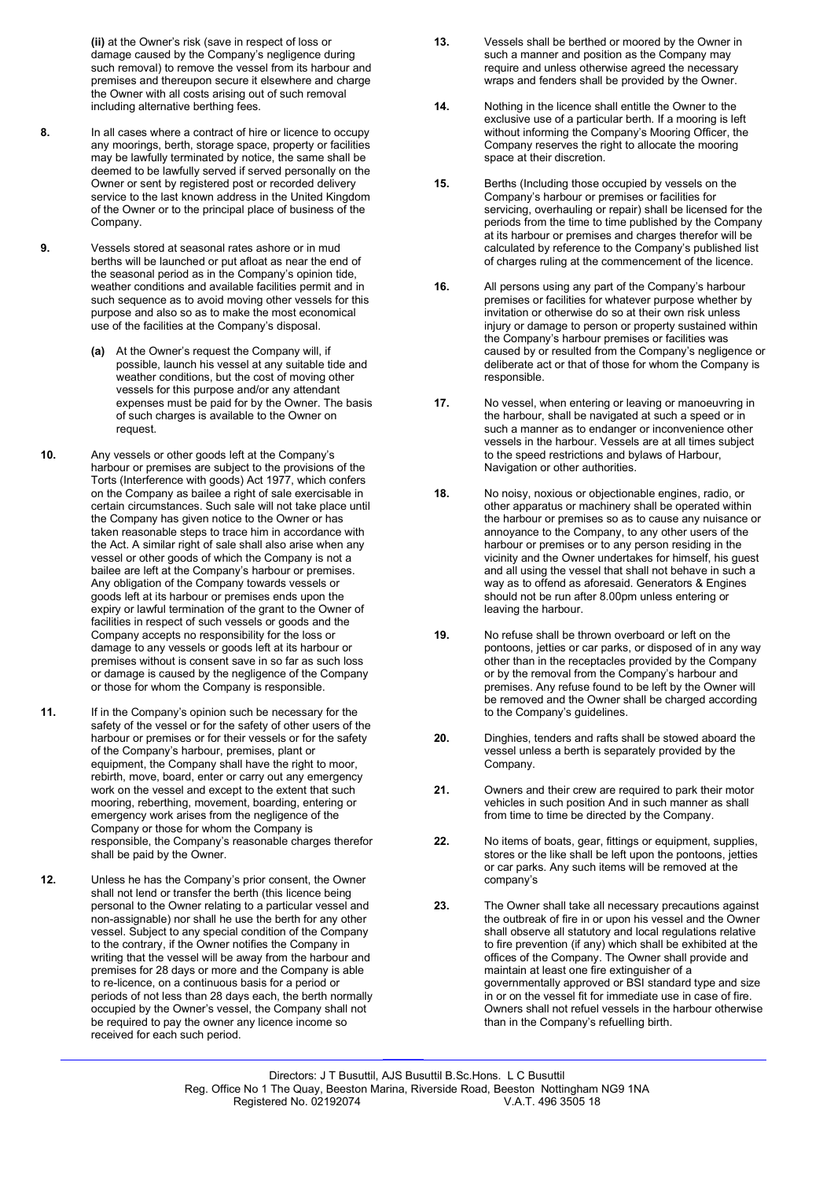**(ii)** at the Owner's risk (save in respect of loss or damage caused by the Company's negligence during such removal) to remove the vessel from its harbour and premises and thereupon secure it elsewhere and charge the Owner with all costs arising out of such removal including alternative berthing fees.

**8.** In all cases where a contract of hire or licence to occupy any moorings, berth, storage space, property or facilities may be lawfully terminated by notice, the same shall be deemed to be lawfully served if served personally on the Owner or sent by registered post or recorded delivery service to the last known address in the United Kingdom of the Owner or to the principal place of business of the Company.

**9.** Vessels stored at seasonal rates ashore or in mud berths will be launched or put afloat as near the end of the seasonal period as in the Company's opinion tide, weather conditions and available facilities permit and in such sequence as to avoid moving other vessels for this purpose and also so as to make the most economical use of the facilities at the Company's disposal.

**(a)** At the Owner's request the Company will, if possible, launch his vessel at any suitable tide and weather conditions, but the cost of moving other vessels for this purpose and/or any attendant expenses must be paid for by the Owner. The basis of such charges is available to the Owner on request.

**10.** Any vessels or other goods left at the Company's harbour or premises are subject to the provisions of the Torts (Interference with goods) Act 1977, which confers on the Company as bailee a right of sale exercisable in certain circumstances. Such sale will not take place until the Company has given notice to the Owner or has taken reasonable steps to trace him in accordance with the Act. A similar right of sale shall also arise when any vessel or other goods of which the Company is not a bailee are left at the Company's harbour or premises. Any obligation of the Company towards vessels or goods left at its harbour or premises ends upon the expiry or lawful termination of the grant to the Owner of facilities in respect of such vessels or goods and the Company accepts no responsibility for the loss or damage to any vessels or goods left at its harbour or premises without is consent save in so far as such loss or damage is caused by the negligence of the Company or those for whom the Company is responsible.

**11.** If in the Company's opinion such be necessary for the safety of the vessel or for the safety of other users of the harbour or premises or for their vessels or for the safety of the Company's harbour, premises, plant or equipment, the Company shall have the right to moor, rebirth, move, board, enter or carry out any emergency work on the vessel and except to the extent that such mooring, reberthing, movement, boarding, entering or emergency work arises from the negligence of the Company or those for whom the Company is responsible, the Company's reasonable charges therefor shall be paid by the Owner.

**12.** Unless he has the Company's prior consent, the Owner shall not lend or transfer the berth (this licence being personal to the Owner relating to a particular vessel and non-assignable) nor shall he use the berth for any other vessel. Subject to any special condition of the Company to the contrary, if the Owner notifies the Company in writing that the vessel will be away from the harbour and premises for 28 days or more and the Company is able to re-licence, on a continuous basis for a period or periods of not less than 28 days each, the berth normally occupied by the Owner's vessel, the Company shall not be required to pay the owner any licence income so received for each such period.

**13.** Vessels shall be berthed or moored by the Owner in such a manner and position as the Company may require and unless otherwise agreed the necessary wraps and fenders shall be provided by the Owner.

**14.** Nothing in the licence shall entitle the Owner to the exclusive use of a particular berth. If a mooring is left without informing the Company's Mooring Officer, the Company reserves the right to allocate the mooring space at their discretion.

**15.** Berths (Including those occupied by vessels on the Company's harbour or premises or facilities for servicing, overhauling or repair) shall be licensed for the periods from the time to time published by the Company at its harbour or premises and charges therefor will be calculated by reference to the Company's published list of charges ruling at the commencement of the licence.

**16.** All persons using any part of the Company's harbour premises or facilities for whatever purpose whether by invitation or otherwise do so at their own risk unless injury or damage to person or property sustained within the Company's harbour premises or facilities was caused by or resulted from the Company's negligence or deliberate act or that of those for whom the Company is responsible.

**17.** No vessel, when entering or leaving or manoeuvring in the harbour, shall be navigated at such a speed or in such a manner as to endanger or inconvenience other vessels in the harbour. Vessels are at all times subject to the speed restrictions and bylaws of Harbour, Navigation or other authorities.

**18.** No noisy, noxious or objectionable engines, radio, or other apparatus or machinery shall be operated within the harbour or premises so as to cause any nuisance or annoyance to the Company, to any other users of the harbour or premises or to any person residing in the vicinity and the Owner undertakes for himself, his guest and all using the vessel that shall not behave in such a way as to offend as aforesaid. Generators & Engines should not be run after 8.00pm unless entering or leaving the harbour.

**19.** No refuse shall be thrown overboard or left on the pontoons, jetties or car parks, or disposed of in any way other than in the receptacles provided by the Company or by the removal from the Company's harbour and premises. Any refuse found to be left by the Owner will be removed and the Owner shall be charged according to the Company's guidelines.

**20.** Dinghies, tenders and rafts shall be stowed aboard the vessel unless a berth is separately provided by the Company.

**21.** Owners and their crew are required to park their motor vehicles in such position And in such manner as shall from time to time be directed by the Company.

**22.** No items of boats, gear, fittings or equipment, supplies, stores or the like shall be left upon the pontoons, jetties or car parks. Any such items will be removed at the company's

**23.** The Owner shall take all necessary precautions against the outbreak of fire in or upon his vessel and the Owner shall observe all statutory and local regulations relative to fire prevention (if any) which shall be exhibited at the offices of the Company. The Owner shall provide and maintain at least one fire extinguisher of a governmentally approved or BSI standard type and size in or on the vessel fit for immediate use in case of fire. Owners shall not refuel vessels in the harbour otherwise than in the Company's refuelling birth.

Directors: J T Busuttil, AJS Busuttil B.Sc.Hons. L C Busuttil
Reg. Office No 1 The Quay, Beeston Marina, Riverside Road, Beeston Nottingham NG9 1NA
Registered No. 02192074 V.A.T. 496 3505 18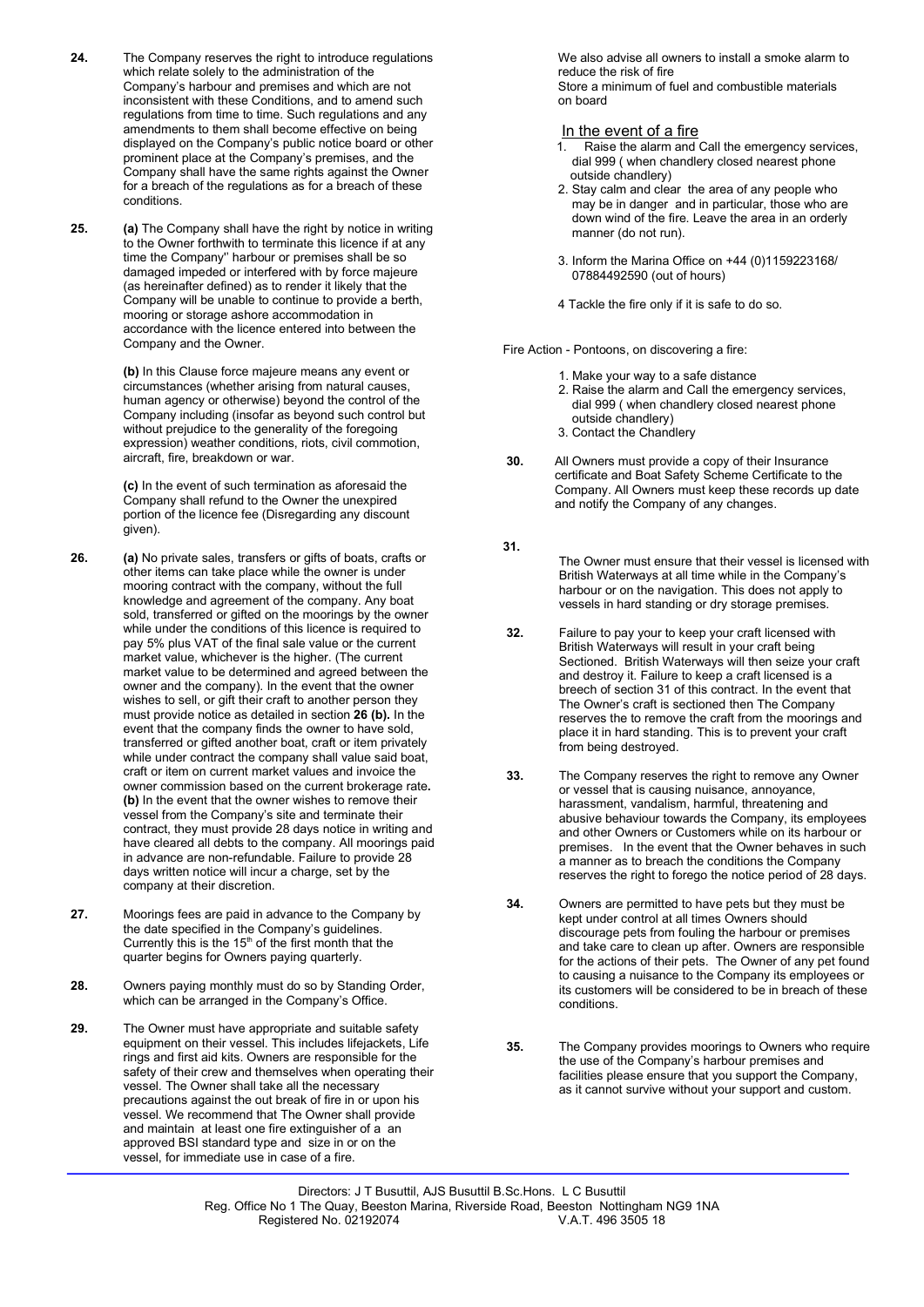**24.** The Company reserves the right to introduce regulations which relate solely to the administration of the Company's harbour and premises and which are not inconsistent with these Conditions, and to amend such regulations from time to time. Such regulations and any amendments to them shall become effective on being displayed on the Company's public notice board or other prominent place at the Company's premises, and the Company shall have the same rights against the Owner for a breach of the regulations as for a breach of these conditions.

**25.** **(a)** The Company shall have the right by notice in writing to the Owner forthwith to terminate this licence if at any time the Company'' harbour or premises shall be so damaged impeded or interfered with by force majeure (as hereinafter defined) as to render it likely that the Company will be unable to continue to provide a berth, mooring or storage ashore accommodation in accordance with the licence entered into between the Company and the Owner.

**(b)** In this Clause force majeure means any event or circumstances (whether arising from natural causes, human agency or otherwise) beyond the control of the Company including (insofar as beyond such control but without prejudice to the generality of the foregoing expression) weather conditions, riots, civil commotion, aircraft, fire, breakdown or war.

**(c)** In the event of such termination as aforesaid the Company shall refund to the Owner the unexpired portion of the licence fee (Disregarding any discount given).

**26.** **(a)** No private sales, transfers or gifts of boats, crafts or other items can take place while the owner is under mooring contract with the company, without the full knowledge and agreement of the company. Any boat sold, transferred or gifted on the moorings by the owner while under the conditions of this licence is required to pay 5% plus VAT of the final sale value or the current market value, whichever is the higher. (The current market value to be determined and agreed between the owner and the company). In the event that the owner wishes to sell, or gift their craft to another person they must provide notice as detailed in section **26 (b).** In the event that the company finds the owner to have sold, transferred or gifted another boat, craft or item privately while under contract the company shall value said boat, craft or item on current market values and invoice the owner commission based on the current brokerage rate**.**
**(b)** In the event that the owner wishes to remove their vessel from the Company's site and terminate their contract, they must provide 28 days notice in writing and have cleared all debts to the company. All moorings paid in advance are non-refundable. Failure to provide 28 days written notice will incur a charge, set by the company at their discretion.

**27.** Moorings fees are paid in advance to the Company by the date specified in the Company's guidelines. Currently this is the 15th of the first month that the quarter begins for Owners paying quarterly.

**28.** Owners paying monthly must do so by Standing Order, which can be arranged in the Company's Office.

**29.** The Owner must have appropriate and suitable safety equipment on their vessel. This includes lifejackets, Life rings and first aid kits. Owners are responsible for the safety of their crew and themselves when operating their vessel. The Owner shall take all the necessary precautions against the out break of fire in or upon his vessel. We recommend that The Owner shall provide and maintain at least one fire extinguisher of a an approved BSI standard type and size in or on the vessel, for immediate use in case of a fire.

We also advise all owners to install a smoke alarm to reduce the risk of fire
Store a minimum of fuel and combustible materials on board

In the event of a fire

1. Raise the alarm and Call the emergency services, dial 999 ( when chandlery closed nearest phone outside chandlery)
2. Stay calm and clear the area of any people who may be in danger and in particular, those who are down wind of the fire. Leave the area in an orderly manner (do not run).
3. Inform the Marina Office on +44 (0)1159223168/ 07884492590 (out of hours)
4. Tackle the fire only if it is safe to do so.

Fire Action - Pontoons, on discovering a fire:

1. Make your way to a safe distance
2. Raise the alarm and Call the emergency services, dial 999 ( when chandlery closed nearest phone outside chandlery)
3. Contact the Chandlery

**30.** All Owners must provide a copy of their Insurance certificate and Boat Safety Scheme Certificate to the Company. All Owners must keep these records up date and notify the Company of any changes.

**31.** The Owner must ensure that their vessel is licensed with British Waterways at all time while in the Company's harbour or on the navigation. This does not apply to vessels in hard standing or dry storage premises.

**32.** Failure to pay your to keep your craft licensed with British Waterways will result in your craft being Sectioned. British Waterways will then seize your craft and destroy it. Failure to keep a craft licensed is a breech of section 31 of this contract. In the event that The Owner's craft is sectioned then The Company reserves the to remove the craft from the moorings and place it in hard standing. This is to prevent your craft from being destroyed.

**33.** The Company reserves the right to remove any Owner or vessel that is causing nuisance, annoyance, harassment, vandalism, harmful, threatening and abusive behaviour towards the Company, its employees and other Owners or Customers while on its harbour or premises. In the event that the Owner behaves in such a manner as to breach the conditions the Company reserves the right to forego the notice period of 28 days.

**34.** Owners are permitted to have pets but they must be kept under control at all times Owners should discourage pets from fouling the harbour or premises and take care to clean up after. Owners are responsible for the actions of their pets. The Owner of any pet found to causing a nuisance to the Company its employees or its customers will be considered to be in breach of these conditions.

**35.** The Company provides moorings to Owners who require the use of the Company's harbour premises and facilities please ensure that you support the Company, as it cannot survive without your support and custom.

Directors: J T Busuttil, AJS Busuttil B.Sc.Hons. L C Busuttil
Reg. Office No 1 The Quay, Beeston Marina, Riverside Road, Beeston Nottingham NG9 1NA
Registered No. 02192074 V.A.T. 496 3505 18